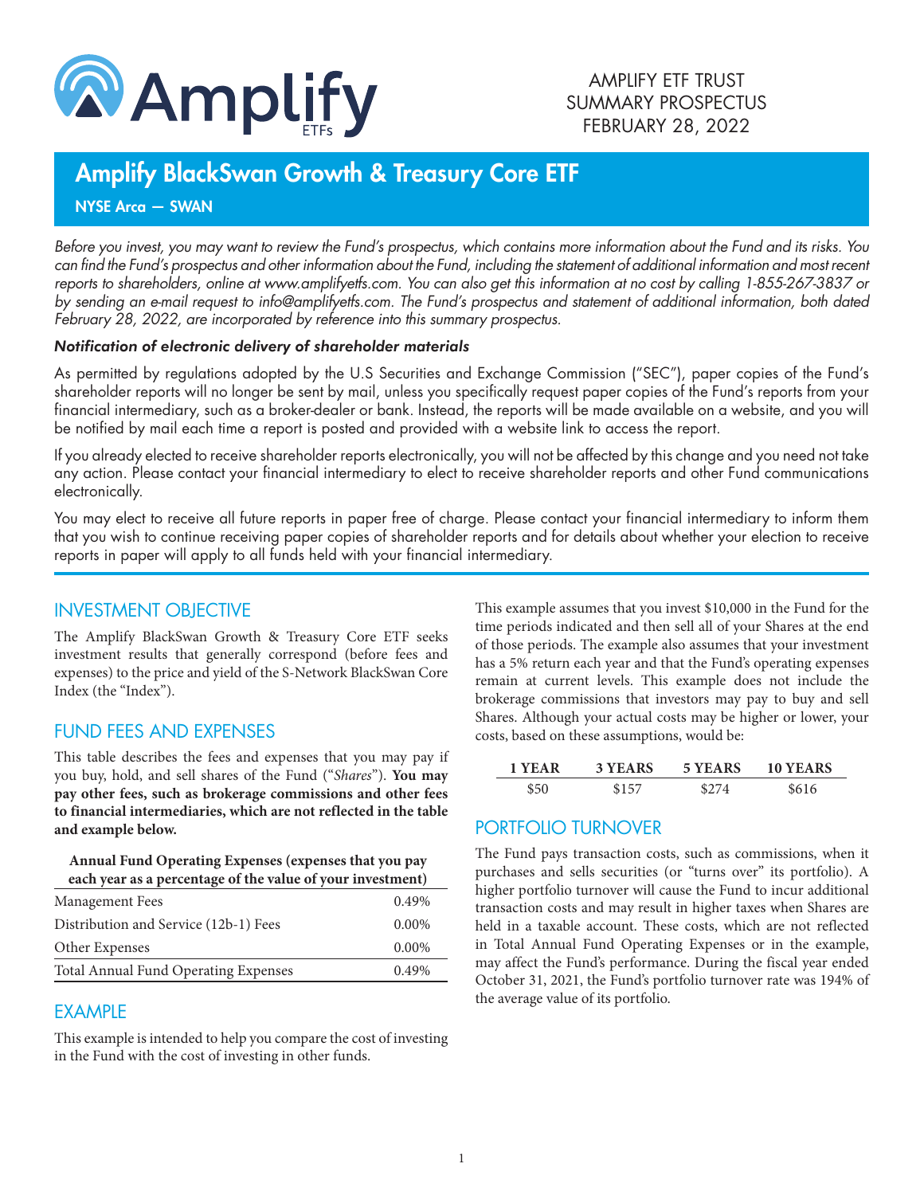Amplify ETFs

AMPLIFY ETF TRUST
SUMMARY PROSPECTUS
FEBRUARY 28, 2022

# Amplify BlackSwan Growth & Treasury Core ETF

**NYSE Arca — SWAN**

*Before you invest, you may want to review the Fund's prospectus, which contains more information about the Fund and its risks. You can find the Fund's prospectus and other information about the Fund, including the statement of additional information and most recent reports to shareholders, online at www.amplifyetfs.com. You can also get this information at no cost by calling 1-855-267-3837 or by sending an e-mail request to info@amplifyetfs.com. The Fund's prospectus and statement of additional information, both dated February 28, 2022, are incorporated by reference into this summary prospectus.*

***Notification of electronic delivery of shareholder materials***

As permitted by regulations adopted by the U.S Securities and Exchange Commission ("SEC"), paper copies of the Fund's shareholder reports will no longer be sent by mail, unless you specifically request paper copies of the Fund's reports from your financial intermediary, such as a broker-dealer or bank. Instead, the reports will be made available on a website, and you will be notified by mail each time a report is posted and provided with a website link to access the report.

If you already elected to receive shareholder reports electronically, you will not be affected by this change and you need not take any action. Please contact your financial intermediary to elect to receive shareholder reports and other Fund communications electronically.

You may elect to receive all future reports in paper free of charge. Please contact your financial intermediary to inform them that you wish to continue receiving paper copies of shareholder reports and for details about whether your election to receive reports in paper will apply to all funds held with your financial intermediary.

## INVESTMENT OBJECTIVE

The Amplify BlackSwan Growth & Treasury Core ETF seeks investment results that generally correspond (before fees and expenses) to the price and yield of the S-Network BlackSwan Core Index (the "Index").

## FUND FEES AND EXPENSES

This table describes the fees and expenses that you may pay if you buy, hold, and sell shares of the Fund ("*Shares*"). **You may pay other fees, such as brokerage commissions and other fees to financial intermediaries, which are not reflected in the table and example below.**

| **Annual Fund Operating Expenses (expenses that you pay each year as a percentage of the value of your investment)** | |
|---|---|
| Management Fees | 0.49% |
| Distribution and Service (12b-1) Fees | 0.00% |
| Other Expenses | 0.00% |
| Total Annual Fund Operating Expenses | 0.49% |

## EXAMPLE

This example is intended to help you compare the cost of investing in the Fund with the cost of investing in other funds.

This example assumes that you invest $10,000 in the Fund for the time periods indicated and then sell all of your Shares at the end of those periods. The example also assumes that your investment has a 5% return each year and that the Fund's operating expenses remain at current levels. This example does not include the brokerage commissions that investors may pay to buy and sell Shares. Although your actual costs may be higher or lower, your costs, based on these assumptions, would be:

| 1 YEAR | 3 YEARS | 5 YEARS | 10 YEARS |
|---|---|---|---|
| $50 | $157 | $274 | $616 |

## PORTFOLIO TURNOVER

The Fund pays transaction costs, such as commissions, when it purchases and sells securities (or "turns over" its portfolio). A higher portfolio turnover will cause the Fund to incur additional transaction costs and may result in higher taxes when Shares are held in a taxable account. These costs, which are not reflected in Total Annual Fund Operating Expenses or in the example, may affect the Fund's performance. During the fiscal year ended October 31, 2021, the Fund's portfolio turnover rate was 194% of the average value of its portfolio.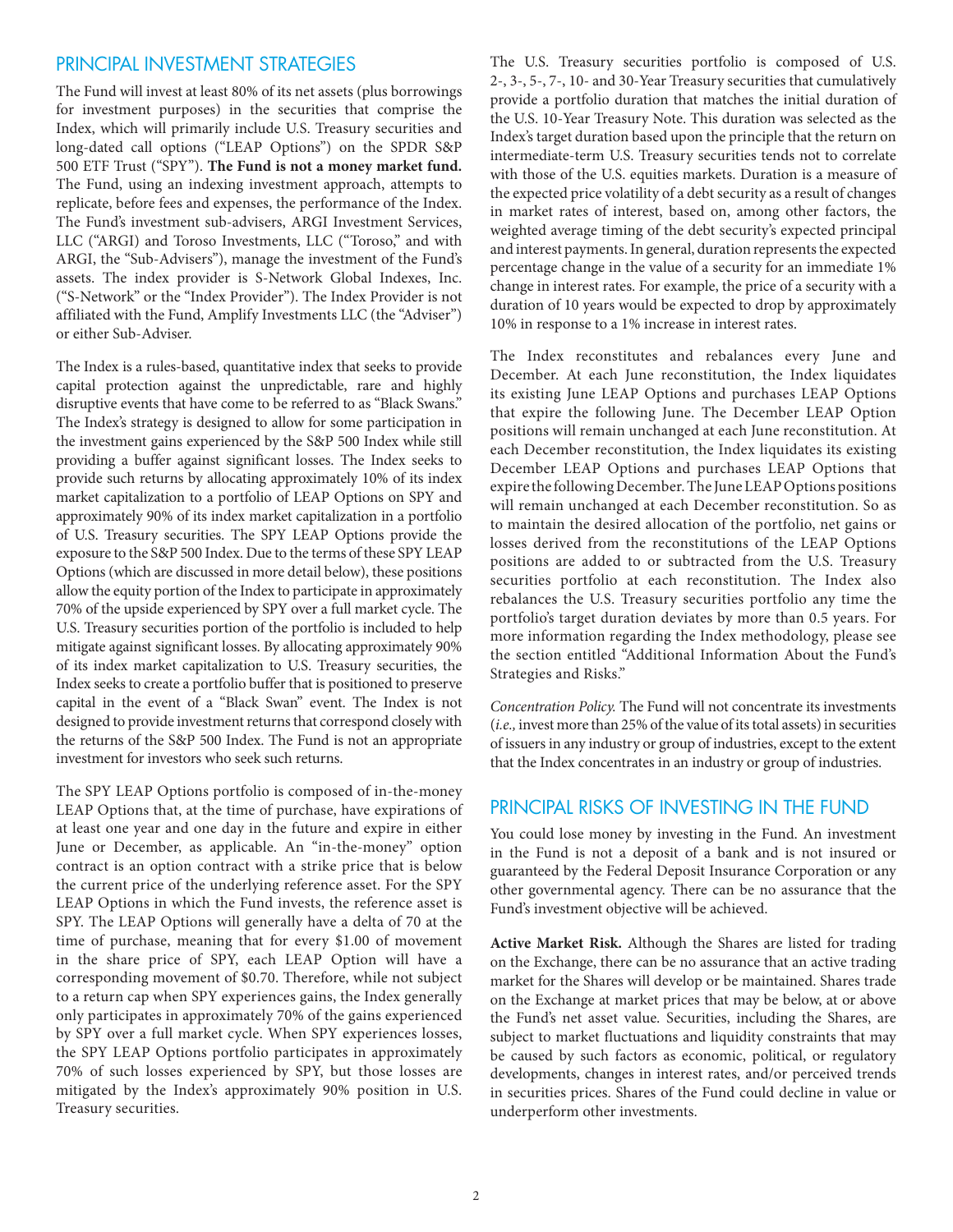## PRINCIPAL INVESTMENT STRATEGIES

The Fund will invest at least 80% of its net assets (plus borrowings for investment purposes) in the securities that comprise the Index, which will primarily include U.S. Treasury securities and long-dated call options ("LEAP Options") on the SPDR S&P 500 ETF Trust ("SPY"). **The Fund is not a money market fund.** The Fund, using an indexing investment approach, attempts to replicate, before fees and expenses, the performance of the Index. The Fund's investment sub-advisers, ARGI Investment Services, LLC ("ARGI) and Toroso Investments, LLC ("Toroso," and with ARGI, the "Sub-Advisers"), manage the investment of the Fund's assets. The index provider is S-Network Global Indexes, Inc. ("S-Network" or the "Index Provider"). The Index Provider is not affiliated with the Fund, Amplify Investments LLC (the "Adviser") or either Sub-Adviser.

The Index is a rules-based, quantitative index that seeks to provide capital protection against the unpredictable, rare and highly disruptive events that have come to be referred to as "Black Swans." The Index's strategy is designed to allow for some participation in the investment gains experienced by the S&P 500 Index while still providing a buffer against significant losses. The Index seeks to provide such returns by allocating approximately 10% of its index market capitalization to a portfolio of LEAP Options on SPY and approximately 90% of its index market capitalization in a portfolio of U.S. Treasury securities. The SPY LEAP Options provide the exposure to the S&P 500 Index. Due to the terms of these SPY LEAP Options (which are discussed in more detail below), these positions allow the equity portion of the Index to participate in approximately 70% of the upside experienced by SPY over a full market cycle. The U.S. Treasury securities portion of the portfolio is included to help mitigate against significant losses. By allocating approximately 90% of its index market capitalization to U.S. Treasury securities, the Index seeks to create a portfolio buffer that is positioned to preserve capital in the event of a "Black Swan" event. The Index is not designed to provide investment returns that correspond closely with the returns of the S&P 500 Index. The Fund is not an appropriate investment for investors who seek such returns.

The SPY LEAP Options portfolio is composed of in-the-money LEAP Options that, at the time of purchase, have expirations of at least one year and one day in the future and expire in either June or December, as applicable. An "in-the-money" option contract is an option contract with a strike price that is below the current price of the underlying reference asset. For the SPY LEAP Options in which the Fund invests, the reference asset is SPY. The LEAP Options will generally have a delta of 70 at the time of purchase, meaning that for every $1.00 of movement in the share price of SPY, each LEAP Option will have a corresponding movement of $0.70. Therefore, while not subject to a return cap when SPY experiences gains, the Index generally only participates in approximately 70% of the gains experienced by SPY over a full market cycle. When SPY experiences losses, the SPY LEAP Options portfolio participates in approximately 70% of such losses experienced by SPY, but those losses are mitigated by the Index's approximately 90% position in U.S. Treasury securities.

The U.S. Treasury securities portfolio is composed of U.S. 2-, 3-, 5-, 7-, 10- and 30-Year Treasury securities that cumulatively provide a portfolio duration that matches the initial duration of the U.S. 10-Year Treasury Note. This duration was selected as the Index's target duration based upon the principle that the return on intermediate-term U.S. Treasury securities tends not to correlate with those of the U.S. equities markets. Duration is a measure of the expected price volatility of a debt security as a result of changes in market rates of interest, based on, among other factors, the weighted average timing of the debt security's expected principal and interest payments. In general, duration represents the expected percentage change in the value of a security for an immediate 1% change in interest rates. For example, the price of a security with a duration of 10 years would be expected to drop by approximately 10% in response to a 1% increase in interest rates.

The Index reconstitutes and rebalances every June and December. At each June reconstitution, the Index liquidates its existing June LEAP Options and purchases LEAP Options that expire the following June. The December LEAP Option positions will remain unchanged at each June reconstitution. At each December reconstitution, the Index liquidates its existing December LEAP Options and purchases LEAP Options that expire the following December. The June LEAP Options positions will remain unchanged at each December reconstitution. So as to maintain the desired allocation of the portfolio, net gains or losses derived from the reconstitutions of the LEAP Options positions are added to or subtracted from the U.S. Treasury securities portfolio at each reconstitution. The Index also rebalances the U.S. Treasury securities portfolio any time the portfolio's target duration deviates by more than 0.5 years. For more information regarding the Index methodology, please see the section entitled "Additional Information About the Fund's Strategies and Risks."

*Concentration Policy.* The Fund will not concentrate its investments (*i.e.,* invest more than 25% of the value of its total assets) in securities of issuers in any industry or group of industries, except to the extent that the Index concentrates in an industry or group of industries.

## PRINCIPAL RISKS OF INVESTING IN THE FUND

You could lose money by investing in the Fund. An investment in the Fund is not a deposit of a bank and is not insured or guaranteed by the Federal Deposit Insurance Corporation or any other governmental agency. There can be no assurance that the Fund's investment objective will be achieved.

**Active Market Risk.** Although the Shares are listed for trading on the Exchange, there can be no assurance that an active trading market for the Shares will develop or be maintained. Shares trade on the Exchange at market prices that may be below, at or above the Fund's net asset value. Securities, including the Shares, are subject to market fluctuations and liquidity constraints that may be caused by such factors as economic, political, or regulatory developments, changes in interest rates, and/or perceived trends in securities prices. Shares of the Fund could decline in value or underperform other investments.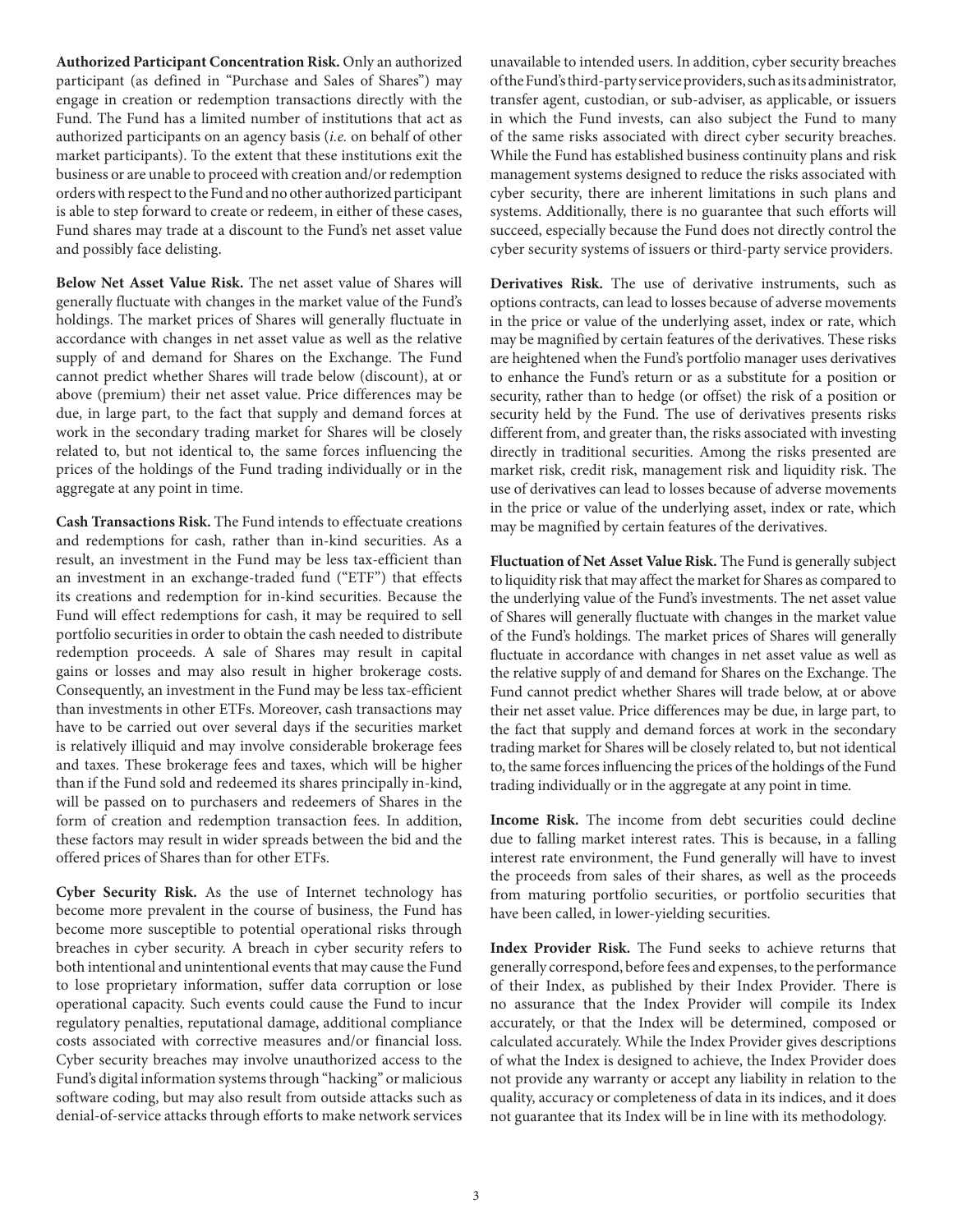**Authorized Participant Concentration Risk.** Only an authorized participant (as defined in "Purchase and Sales of Shares") may engage in creation or redemption transactions directly with the Fund. The Fund has a limited number of institutions that act as authorized participants on an agency basis (*i.e.* on behalf of other market participants). To the extent that these institutions exit the business or are unable to proceed with creation and/or redemption orders with respect to the Fund and no other authorized participant is able to step forward to create or redeem, in either of these cases, Fund shares may trade at a discount to the Fund's net asset value and possibly face delisting.

**Below Net Asset Value Risk.** The net asset value of Shares will generally fluctuate with changes in the market value of the Fund's holdings. The market prices of Shares will generally fluctuate in accordance with changes in net asset value as well as the relative supply of and demand for Shares on the Exchange. The Fund cannot predict whether Shares will trade below (discount), at or above (premium) their net asset value. Price differences may be due, in large part, to the fact that supply and demand forces at work in the secondary trading market for Shares will be closely related to, but not identical to, the same forces influencing the prices of the holdings of the Fund trading individually or in the aggregate at any point in time.

**Cash Transactions Risk.** The Fund intends to effectuate creations and redemptions for cash, rather than in-kind securities. As a result, an investment in the Fund may be less tax-efficient than an investment in an exchange-traded fund ("ETF") that effects its creations and redemption for in-kind securities. Because the Fund will effect redemptions for cash, it may be required to sell portfolio securities in order to obtain the cash needed to distribute redemption proceeds. A sale of Shares may result in capital gains or losses and may also result in higher brokerage costs. Consequently, an investment in the Fund may be less tax-efficient than investments in other ETFs. Moreover, cash transactions may have to be carried out over several days if the securities market is relatively illiquid and may involve considerable brokerage fees and taxes. These brokerage fees and taxes, which will be higher than if the Fund sold and redeemed its shares principally in-kind, will be passed on to purchasers and redeemers of Shares in the form of creation and redemption transaction fees. In addition, these factors may result in wider spreads between the bid and the offered prices of Shares than for other ETFs.

**Cyber Security Risk.** As the use of Internet technology has become more prevalent in the course of business, the Fund has become more susceptible to potential operational risks through breaches in cyber security. A breach in cyber security refers to both intentional and unintentional events that may cause the Fund to lose proprietary information, suffer data corruption or lose operational capacity. Such events could cause the Fund to incur regulatory penalties, reputational damage, additional compliance costs associated with corrective measures and/or financial loss. Cyber security breaches may involve unauthorized access to the Fund's digital information systems through "hacking" or malicious software coding, but may also result from outside attacks such as denial-of-service attacks through efforts to make network services unavailable to intended users. In addition, cyber security breaches of the Fund's third-party service providers, such as its administrator, transfer agent, custodian, or sub-adviser, as applicable, or issuers in which the Fund invests, can also subject the Fund to many of the same risks associated with direct cyber security breaches. While the Fund has established business continuity plans and risk management systems designed to reduce the risks associated with cyber security, there are inherent limitations in such plans and systems. Additionally, there is no guarantee that such efforts will succeed, especially because the Fund does not directly control the cyber security systems of issuers or third-party service providers.

**Derivatives Risk.** The use of derivative instruments, such as options contracts, can lead to losses because of adverse movements in the price or value of the underlying asset, index or rate, which may be magnified by certain features of the derivatives. These risks are heightened when the Fund's portfolio manager uses derivatives to enhance the Fund's return or as a substitute for a position or security, rather than to hedge (or offset) the risk of a position or security held by the Fund. The use of derivatives presents risks different from, and greater than, the risks associated with investing directly in traditional securities. Among the risks presented are market risk, credit risk, management risk and liquidity risk. The use of derivatives can lead to losses because of adverse movements in the price or value of the underlying asset, index or rate, which may be magnified by certain features of the derivatives.

**Fluctuation of Net Asset Value Risk.** The Fund is generally subject to liquidity risk that may affect the market for Shares as compared to the underlying value of the Fund's investments. The net asset value of Shares will generally fluctuate with changes in the market value of the Fund's holdings. The market prices of Shares will generally fluctuate in accordance with changes in net asset value as well as the relative supply of and demand for Shares on the Exchange. The Fund cannot predict whether Shares will trade below, at or above their net asset value. Price differences may be due, in large part, to the fact that supply and demand forces at work in the secondary trading market for Shares will be closely related to, but not identical to, the same forces influencing the prices of the holdings of the Fund trading individually or in the aggregate at any point in time.

**Income Risk.** The income from debt securities could decline due to falling market interest rates. This is because, in a falling interest rate environment, the Fund generally will have to invest the proceeds from sales of their shares, as well as the proceeds from maturing portfolio securities, or portfolio securities that have been called, in lower-yielding securities.

**Index Provider Risk.** The Fund seeks to achieve returns that generally correspond, before fees and expenses, to the performance of their Index, as published by their Index Provider. There is no assurance that the Index Provider will compile its Index accurately, or that the Index will be determined, composed or calculated accurately. While the Index Provider gives descriptions of what the Index is designed to achieve, the Index Provider does not provide any warranty or accept any liability in relation to the quality, accuracy or completeness of data in its indices, and it does not guarantee that its Index will be in line with its methodology.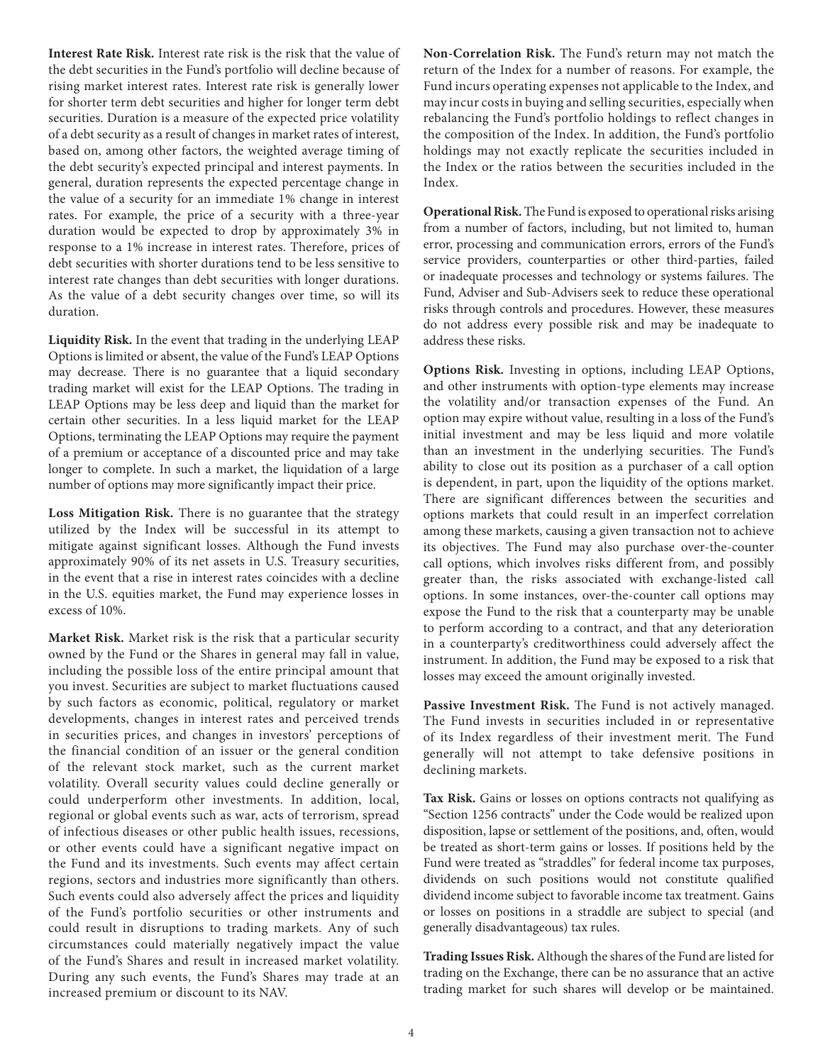**Interest Rate Risk.** Interest rate risk is the risk that the value of the debt securities in the Fund's portfolio will decline because of rising market interest rates. Interest rate risk is generally lower for shorter term debt securities and higher for longer term debt securities. Duration is a measure of the expected price volatility of a debt security as a result of changes in market rates of interest, based on, among other factors, the weighted average timing of the debt security's expected principal and interest payments. In general, duration represents the expected percentage change in the value of a security for an immediate 1% change in interest rates. For example, the price of a security with a three-year duration would be expected to drop by approximately 3% in response to a 1% increase in interest rates. Therefore, prices of debt securities with shorter durations tend to be less sensitive to interest rate changes than debt securities with longer durations. As the value of a debt security changes over time, so will its duration.

**Liquidity Risk.** In the event that trading in the underlying LEAP Options is limited or absent, the value of the Fund's LEAP Options may decrease. There is no guarantee that a liquid secondary trading market will exist for the LEAP Options. The trading in LEAP Options may be less deep and liquid than the market for certain other securities. In a less liquid market for the LEAP Options, terminating the LEAP Options may require the payment of a premium or acceptance of a discounted price and may take longer to complete. In such a market, the liquidation of a large number of options may more significantly impact their price.

**Loss Mitigation Risk.** There is no guarantee that the strategy utilized by the Index will be successful in its attempt to mitigate against significant losses. Although the Fund invests approximately 90% of its net assets in U.S. Treasury securities, in the event that a rise in interest rates coincides with a decline in the U.S. equities market, the Fund may experience losses in excess of 10%.

**Market Risk.** Market risk is the risk that a particular security owned by the Fund or the Shares in general may fall in value, including the possible loss of the entire principal amount that you invest. Securities are subject to market fluctuations caused by such factors as economic, political, regulatory or market developments, changes in interest rates and perceived trends in securities prices, and changes in investors' perceptions of the financial condition of an issuer or the general condition of the relevant stock market, such as the current market volatility. Overall security values could decline generally or could underperform other investments. In addition, local, regional or global events such as war, acts of terrorism, spread of infectious diseases or other public health issues, recessions, or other events could have a significant negative impact on the Fund and its investments. Such events may affect certain regions, sectors and industries more significantly than others. Such events could also adversely affect the prices and liquidity of the Fund's portfolio securities or other instruments and could result in disruptions to trading markets. Any of such circumstances could materially negatively impact the value of the Fund's Shares and result in increased market volatility. During any such events, the Fund's Shares may trade at an increased premium or discount to its NAV.

**Non-Correlation Risk.** The Fund's return may not match the return of the Index for a number of reasons. For example, the Fund incurs operating expenses not applicable to the Index, and may incur costs in buying and selling securities, especially when rebalancing the Fund's portfolio holdings to reflect changes in the composition of the Index. In addition, the Fund's portfolio holdings may not exactly replicate the securities included in the Index or the ratios between the securities included in the Index.

**Operational Risk.** The Fund is exposed to operational risks arising from a number of factors, including, but not limited to, human error, processing and communication errors, errors of the Fund's service providers, counterparties or other third-parties, failed or inadequate processes and technology or systems failures. The Fund, Adviser and Sub-Advisers seek to reduce these operational risks through controls and procedures. However, these measures do not address every possible risk and may be inadequate to address these risks.

**Options Risk.** Investing in options, including LEAP Options, and other instruments with option-type elements may increase the volatility and/or transaction expenses of the Fund. An option may expire without value, resulting in a loss of the Fund's initial investment and may be less liquid and more volatile than an investment in the underlying securities. The Fund's ability to close out its position as a purchaser of a call option is dependent, in part, upon the liquidity of the options market. There are significant differences between the securities and options markets that could result in an imperfect correlation among these markets, causing a given transaction not to achieve its objectives. The Fund may also purchase over-the-counter call options, which involves risks different from, and possibly greater than, the risks associated with exchange-listed call options. In some instances, over-the-counter call options may expose the Fund to the risk that a counterparty may be unable to perform according to a contract, and that any deterioration in a counterparty's creditworthiness could adversely affect the instrument. In addition, the Fund may be exposed to a risk that losses may exceed the amount originally invested.

**Passive Investment Risk.** The Fund is not actively managed. The Fund invests in securities included in or representative of its Index regardless of their investment merit. The Fund generally will not attempt to take defensive positions in declining markets.

**Tax Risk.** Gains or losses on options contracts not qualifying as "Section 1256 contracts" under the Code would be realized upon disposition, lapse or settlement of the positions, and, often, would be treated as short-term gains or losses. If positions held by the Fund were treated as "straddles" for federal income tax purposes, dividends on such positions would not constitute qualified dividend income subject to favorable income tax treatment. Gains or losses on positions in a straddle are subject to special (and generally disadvantageous) tax rules.

**Trading Issues Risk.** Although the shares of the Fund are listed for trading on the Exchange, there can be no assurance that an active trading market for such shares will develop or be maintained.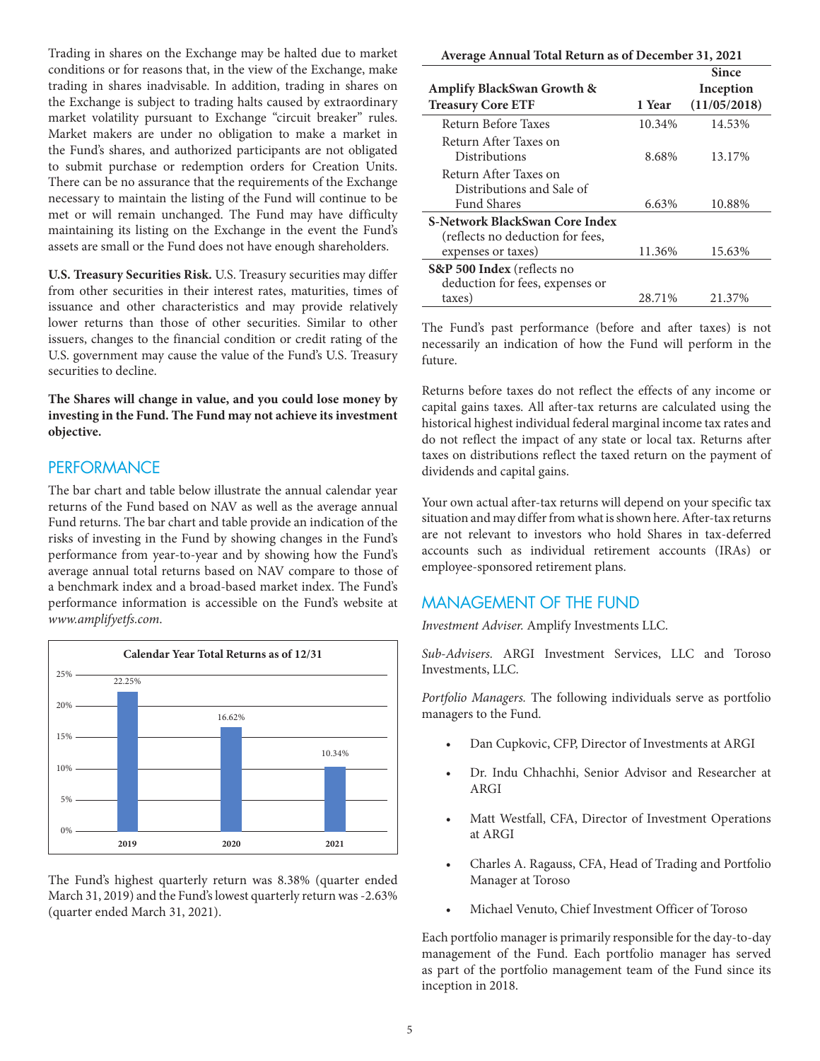Trading in shares on the Exchange may be halted due to market conditions or for reasons that, in the view of the Exchange, make trading in shares inadvisable. In addition, trading in shares on the Exchange is subject to trading halts caused by extraordinary market volatility pursuant to Exchange "circuit breaker" rules. Market makers are under no obligation to make a market in the Fund's shares, and authorized participants are not obligated to submit purchase or redemption orders for Creation Units. There can be no assurance that the requirements of the Exchange necessary to maintain the listing of the Fund will continue to be met or will remain unchanged. The Fund may have difficulty maintaining its listing on the Exchange in the event the Fund's assets are small or the Fund does not have enough shareholders.

**U.S. Treasury Securities Risk.** U.S. Treasury securities may differ from other securities in their interest rates, maturities, times of issuance and other characteristics and may provide relatively lower returns than those of other securities. Similar to other issuers, changes to the financial condition or credit rating of the U.S. government may cause the value of the Fund's U.S. Treasury securities to decline.

**The Shares will change in value, and you could lose money by investing in the Fund. The Fund may not achieve its investment objective.**

## PERFORMANCE

The bar chart and table below illustrate the annual calendar year returns of the Fund based on NAV as well as the average annual Fund returns. The bar chart and table provide an indication of the risks of investing in the Fund by showing changes in the Fund's performance from year-to-year and by showing how the Fund's average annual total returns based on NAV compare to those of a benchmark index and a broad-based market index. The Fund's performance information is accessible on the Fund's website at *www.amplifyetfs.com*.

**Calendar Year Total Returns as of 12/31**

| Year | Return |
|---|---|
| 2019 | 22.25% |
| 2020 | 16.62% |
| 2021 | 10.34% |

The Fund's highest quarterly return was 8.38% (quarter ended March 31, 2019) and the Fund's lowest quarterly return was -2.63% (quarter ended March 31, 2021).

**Average Annual Total Return as of December 31, 2021**

| Amplify BlackSwan Growth & Treasury Core ETF | 1 Year | Since Inception (11/05/2018) |
|---|---|---|
| Return Before Taxes | 10.34% | 14.53% |
| Return After Taxes on Distributions | 8.68% | 13.17% |
| Return After Taxes on Distributions and Sale of Fund Shares | 6.63% | 10.88% |
| **S-Network BlackSwan Core Index** (reflects no deduction for fees, expenses or taxes) | 11.36% | 15.63% |
| **S&P 500 Index** (reflects no deduction for fees, expenses or taxes) | 28.71% | 21.37% |

The Fund's past performance (before and after taxes) is not necessarily an indication of how the Fund will perform in the future.

Returns before taxes do not reflect the effects of any income or capital gains taxes. All after-tax returns are calculated using the historical highest individual federal marginal income tax rates and do not reflect the impact of any state or local tax. Returns after taxes on distributions reflect the taxed return on the payment of dividends and capital gains.

Your own actual after-tax returns will depend on your specific tax situation and may differ from what is shown here. After-tax returns are not relevant to investors who hold Shares in tax-deferred accounts such as individual retirement accounts (IRAs) or employee-sponsored retirement plans.

## MANAGEMENT OF THE FUND

*Investment Adviser.* Amplify Investments LLC.

*Sub-Advisers.* ARGI Investment Services, LLC and Toroso Investments, LLC.

*Portfolio Managers.* The following individuals serve as portfolio managers to the Fund.

- Dan Cupkovic, CFP, Director of Investments at ARGI
- Dr. Indu Chhachhi, Senior Advisor and Researcher at ARGI
- Matt Westfall, CFA, Director of Investment Operations at ARGI
- Charles A. Ragauss, CFA, Head of Trading and Portfolio Manager at Toroso
- Michael Venuto, Chief Investment Officer of Toroso

Each portfolio manager is primarily responsible for the day-to-day management of the Fund. Each portfolio manager has served as part of the portfolio management team of the Fund since its inception in 2018.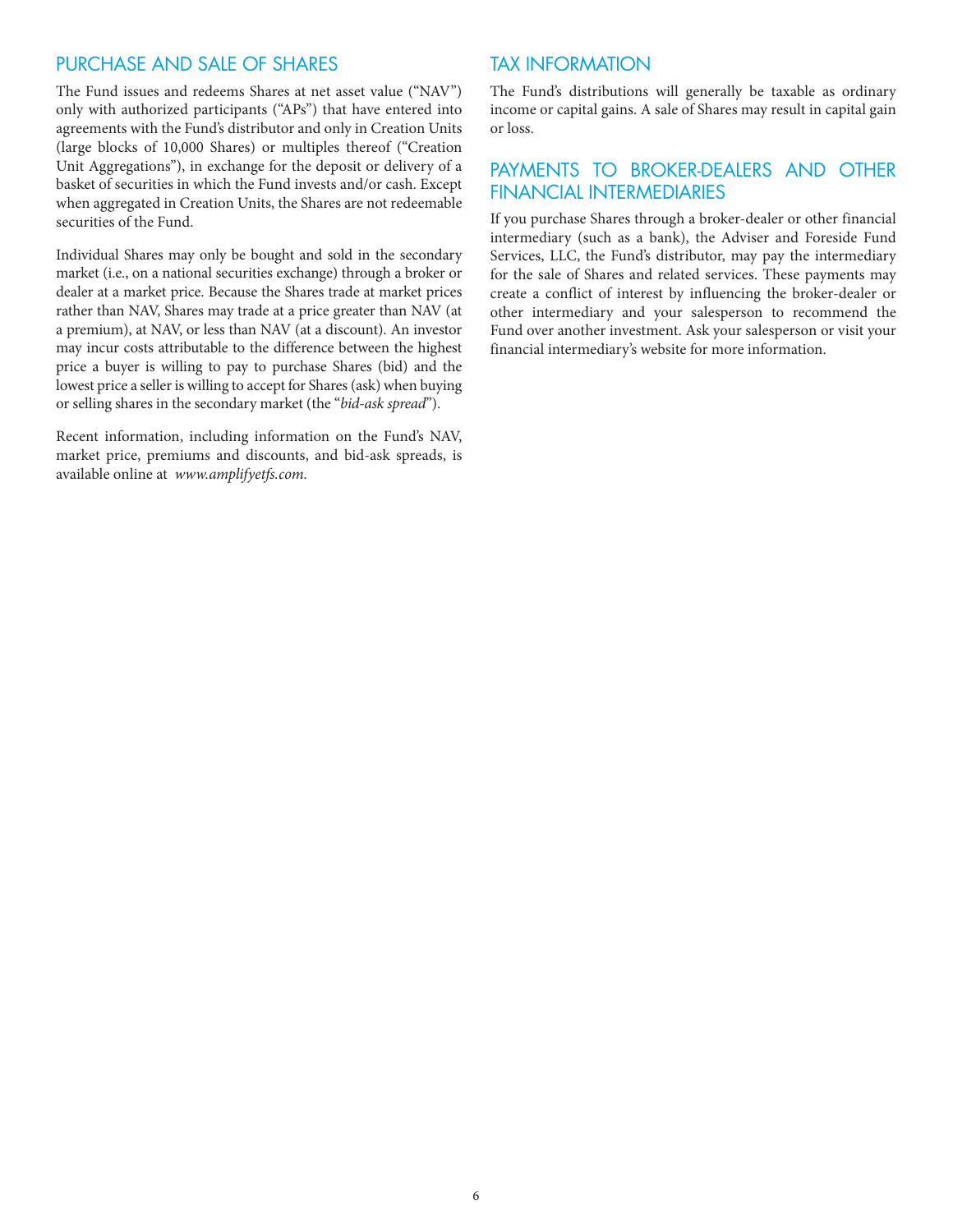## PURCHASE AND SALE OF SHARES

The Fund issues and redeems Shares at net asset value ("NAV") only with authorized participants ("APs") that have entered into agreements with the Fund's distributor and only in Creation Units (large blocks of 10,000 Shares) or multiples thereof ("Creation Unit Aggregations"), in exchange for the deposit or delivery of a basket of securities in which the Fund invests and/or cash. Except when aggregated in Creation Units, the Shares are not redeemable securities of the Fund.

Individual Shares may only be bought and sold in the secondary market (i.e., on a national securities exchange) through a broker or dealer at a market price. Because the Shares trade at market prices rather than NAV, Shares may trade at a price greater than NAV (at a premium), at NAV, or less than NAV (at a discount). An investor may incur costs attributable to the difference between the highest price a buyer is willing to pay to purchase Shares (bid) and the lowest price a seller is willing to accept for Shares (ask) when buying or selling shares in the secondary market (the "*bid-ask spread*").

Recent information, including information on the Fund's NAV, market price, premiums and discounts, and bid-ask spreads, is available online at *www.amplifyetfs.com.*

## TAX INFORMATION

The Fund's distributions will generally be taxable as ordinary income or capital gains. A sale of Shares may result in capital gain or loss.

## PAYMENTS TO BROKER-DEALERS AND OTHER FINANCIAL INTERMEDIARIES

If you purchase Shares through a broker-dealer or other financial intermediary (such as a bank), the Adviser and Foreside Fund Services, LLC, the Fund's distributor, may pay the intermediary for the sale of Shares and related services. These payments may create a conflict of interest by influencing the broker-dealer or other intermediary and your salesperson to recommend the Fund over another investment. Ask your salesperson or visit your financial intermediary's website for more information.